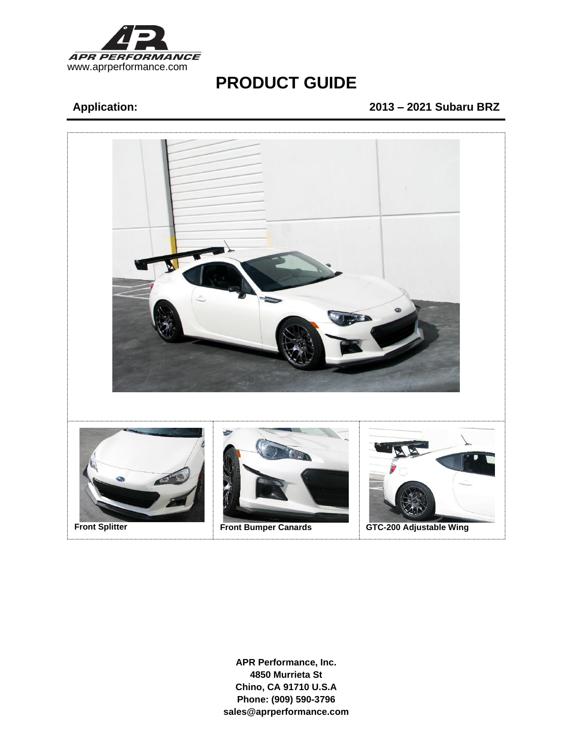APR PERFORMANCE
www.aprperformance.com

# PRODUCT GUIDE

**Application:** **2013 – 2021 Subaru BRZ**

| Front Splitter | Front Bumper Canards | GTC-200 Adjustable Wing |
| --- | --- | --- |

**APR Performance, Inc.**
**4850 Murrieta St**
**Chino, CA 91710 U.S.A**
**Phone: (909) 590-3796**
**sales@aprperformance.com**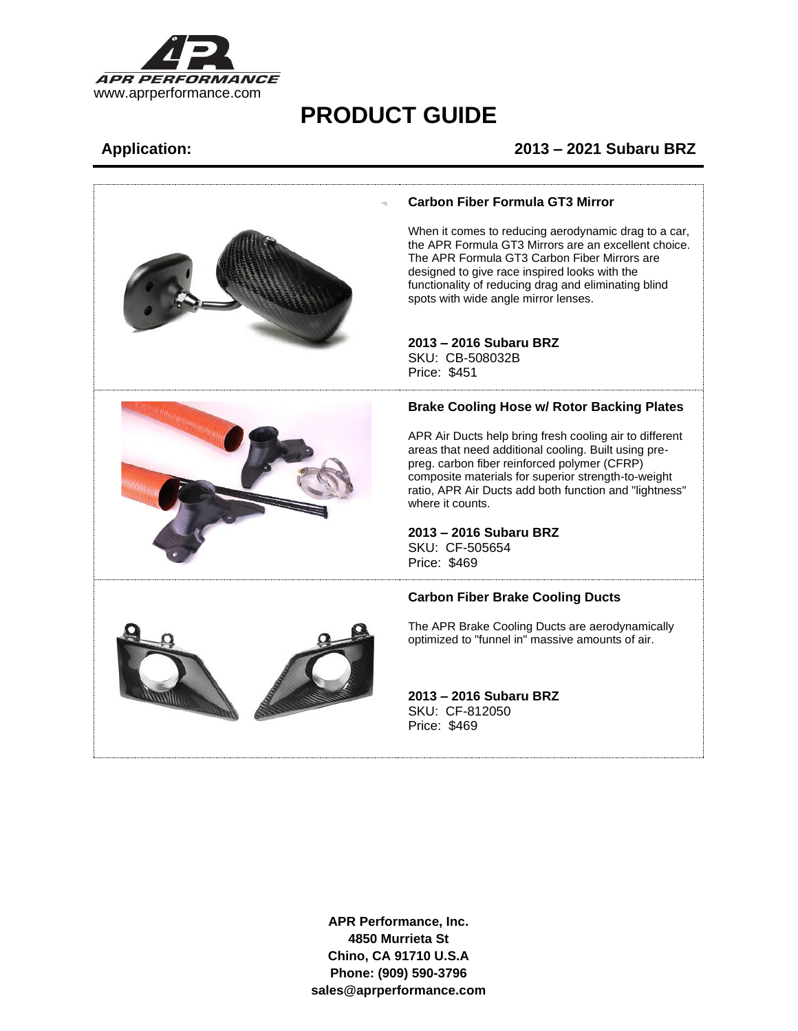APR PERFORMANCE
www.aprperformance.com

# PRODUCT GUIDE

**Application:** **2013 – 2021 Subaru BRZ**

### Carbon Fiber Formula GT3 Mirror

When it comes to reducing aerodynamic drag to a car, the APR Formula GT3 Mirrors are an excellent choice. The APR Formula GT3 Carbon Fiber Mirrors are designed to give race inspired looks with the functionality of reducing drag and eliminating blind spots with wide angle mirror lenses.

**2013 – 2016 Subaru BRZ**
SKU: CB-508032B
Price: $451

### Brake Cooling Hose w/ Rotor Backing Plates

APR Air Ducts help bring fresh cooling air to different areas that need additional cooling. Built using pre-preg. carbon fiber reinforced polymer (CFRP) composite materials for superior strength-to-weight ratio, APR Air Ducts add both function and "lightness" where it counts.

**2013 – 2016 Subaru BRZ**
SKU: CF-505654
Price: $469

### Carbon Fiber Brake Cooling Ducts

The APR Brake Cooling Ducts are aerodynamically optimized to "funnel in" massive amounts of air.

**2013 – 2016 Subaru BRZ**
SKU: CF-812050
Price: $469

**APR Performance, Inc.**
**4850 Murrieta St**
**Chino, CA 91710 U.S.A**
**Phone: (909) 590-3796**
**sales@aprperformance.com**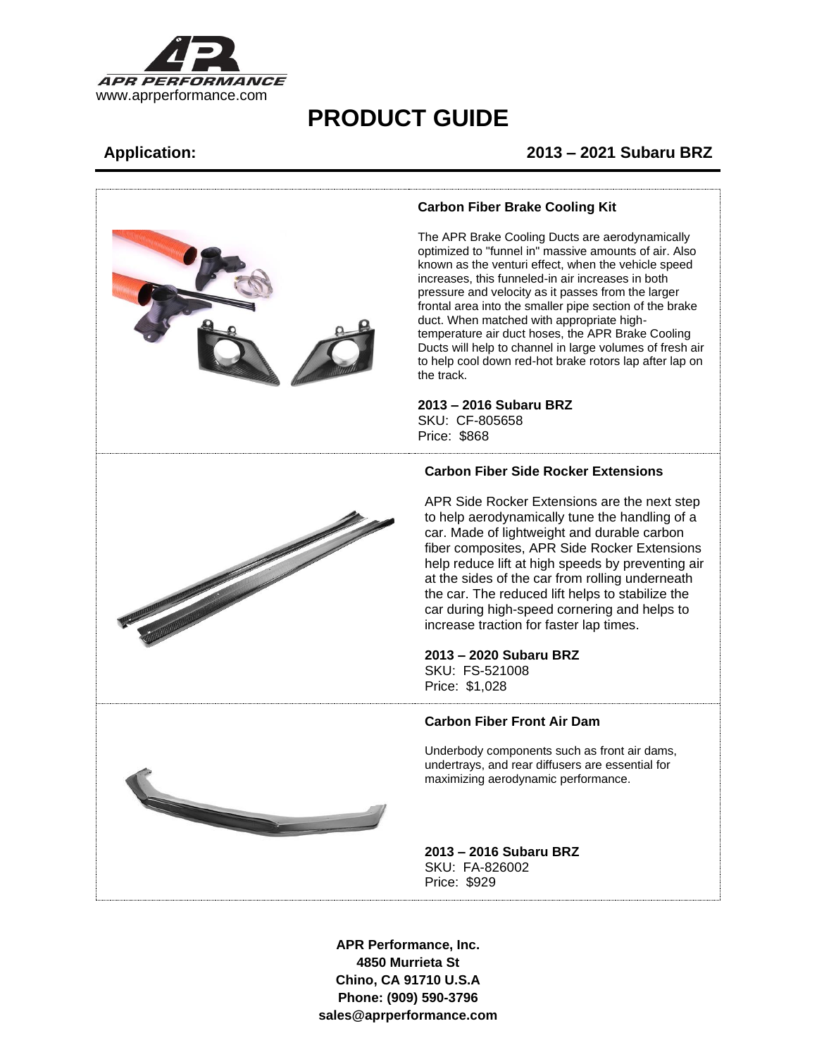APR PERFORMANCE
www.aprperformance.com

# PRODUCT GUIDE

**Application:** **2013 – 2021 Subaru BRZ**

---

### Carbon Fiber Brake Cooling Kit

The APR Brake Cooling Ducts are aerodynamically optimized to "funnel in" massive amounts of air. Also known as the venturi effect, when the vehicle speed increases, this funneled-in air increases in both pressure and velocity as it passes from the larger frontal area into the smaller pipe section of the brake duct. When matched with appropriate high-temperature air duct hoses, the APR Brake Cooling Ducts will help to channel in large volumes of fresh air to help cool down red-hot brake rotors lap after lap on the track.

**2013 – 2016 Subaru BRZ**
SKU: CF-805658
Price: $868

### Carbon Fiber Side Rocker Extensions

APR Side Rocker Extensions are the next step to help aerodynamically tune the handling of a car. Made of lightweight and durable carbon fiber composites, APR Side Rocker Extensions help reduce lift at high speeds by preventing air at the sides of the car from rolling underneath the car. The reduced lift helps to stabilize the car during high-speed cornering and helps to increase traction for faster lap times.

**2013 – 2020 Subaru BRZ**
SKU: FS-521008
Price: $1,028

### Carbon Fiber Front Air Dam

Underbody components such as front air dams, undertrays, and rear diffusers are essential for maximizing aerodynamic performance.

**2013 – 2016 Subaru BRZ**
SKU: FA-826002
Price: $929

**APR Performance, Inc.**
**4850 Murrieta St**
**Chino, CA 91710 U.S.A**
**Phone: (909) 590-3796**
**sales@aprperformance.com**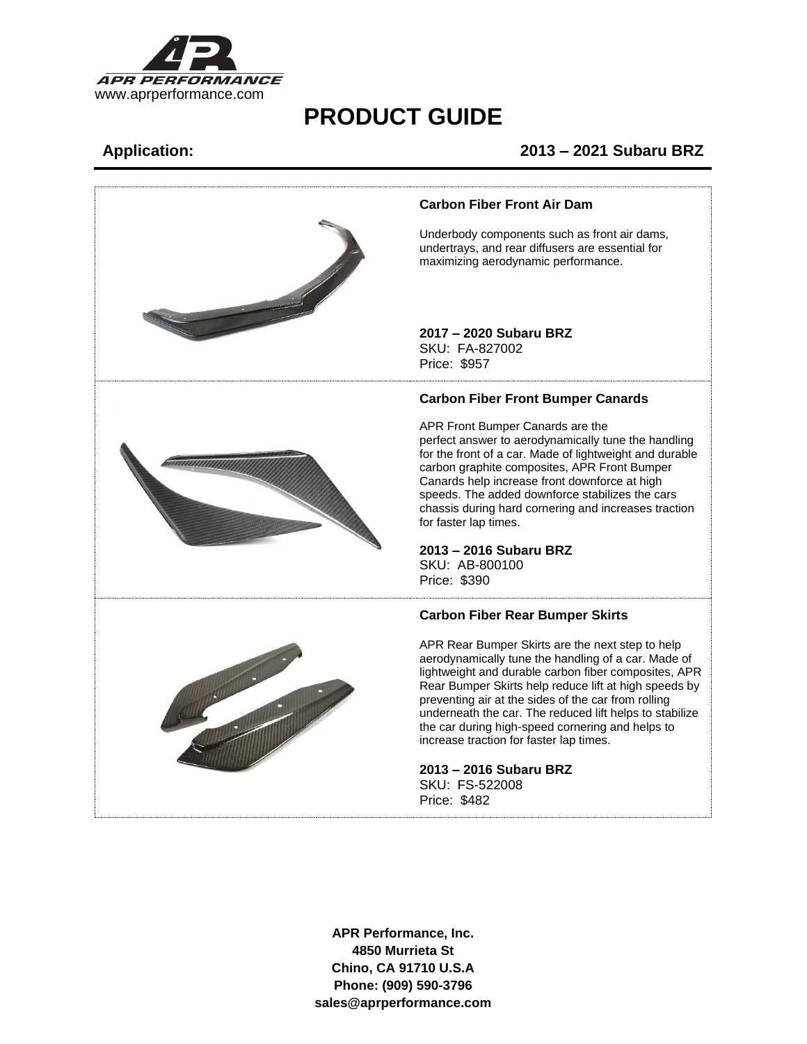APR PERFORMANCE
www.aprperformance.com

# PRODUCT GUIDE

**Application:** **2013 – 2021 Subaru BRZ**

### Carbon Fiber Front Air Dam

Underbody components such as front air dams, undertrays, and rear diffusers are essential for maximizing aerodynamic performance.

**2017 – 2020 Subaru BRZ**
SKU: FA-827002
Price: $957

### Carbon Fiber Front Bumper Canards

APR Front Bumper Canards are the perfect answer to aerodynamically tune the handling for the front of a car. Made of lightweight and durable carbon graphite composites, APR Front Bumper Canards help increase front downforce at high speeds. The added downforce stabilizes the cars chassis during hard cornering and increases traction for faster lap times.

**2013 – 2016 Subaru BRZ**
SKU: AB-800100
Price: $390

### Carbon Fiber Rear Bumper Skirts

APR Rear Bumper Skirts are the next step to help aerodynamically tune the handling of a car. Made of lightweight and durable carbon fiber composites, APR Rear Bumper Skirts help reduce lift at high speeds by preventing air at the sides of the car from rolling underneath the car. The reduced lift helps to stabilize the car during high-speed cornering and helps to increase traction for faster lap times.

**2013 – 2016 Subaru BRZ**
SKU: FS-522008
Price: $482

**APR Performance, Inc.**
**4850 Murrieta St**
**Chino, CA 91710 U.S.A**
**Phone: (909) 590-3796**
**sales@aprperformance.com**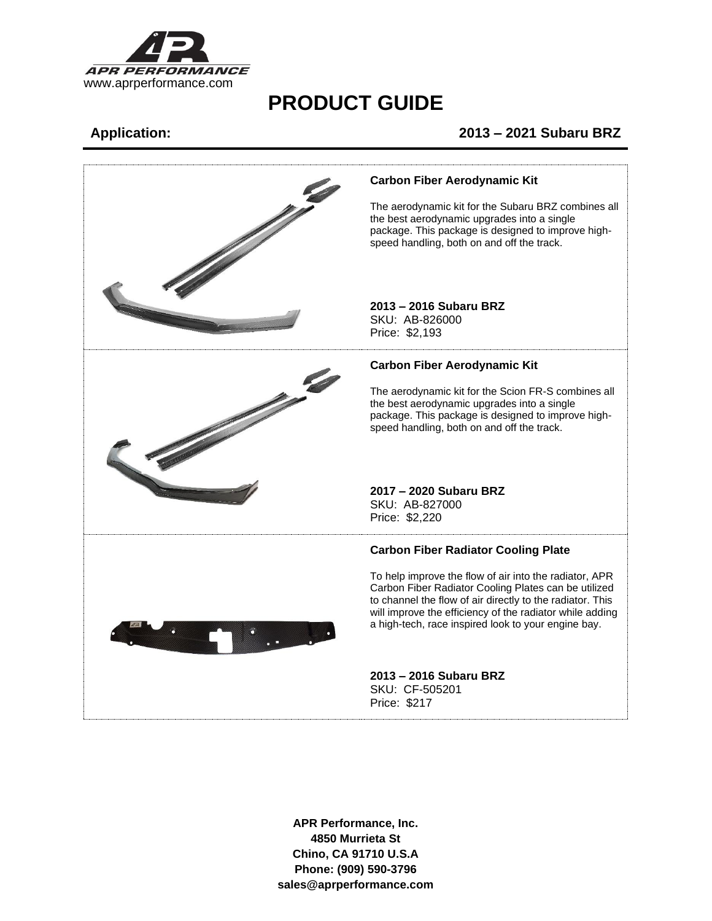# PRODUCT GUIDE

**Application:** **2013 – 2021 Subaru BRZ**

---

### Carbon Fiber Aerodynamic Kit

The aerodynamic kit for the Subaru BRZ combines all the best aerodynamic upgrades into a single package. This package is designed to improve high-speed handling, both on and off the track.

**2013 – 2016 Subaru BRZ**
SKU: AB-826000
Price: $2,193

---

### Carbon Fiber Aerodynamic Kit

The aerodynamic kit for the Scion FR-S combines all the best aerodynamic upgrades into a single package. This package is designed to improve high-speed handling, both on and off the track.

**2017 – 2020 Subaru BRZ**
SKU: AB-827000
Price: $2,220

---

### Carbon Fiber Radiator Cooling Plate

To help improve the flow of air into the radiator, APR Carbon Fiber Radiator Cooling Plates can be utilized to channel the flow of air directly to the radiator. This will improve the efficiency of the radiator while adding a high-tech, race inspired look to your engine bay.

**2013 – 2016 Subaru BRZ**
SKU: CF-505201
Price: $217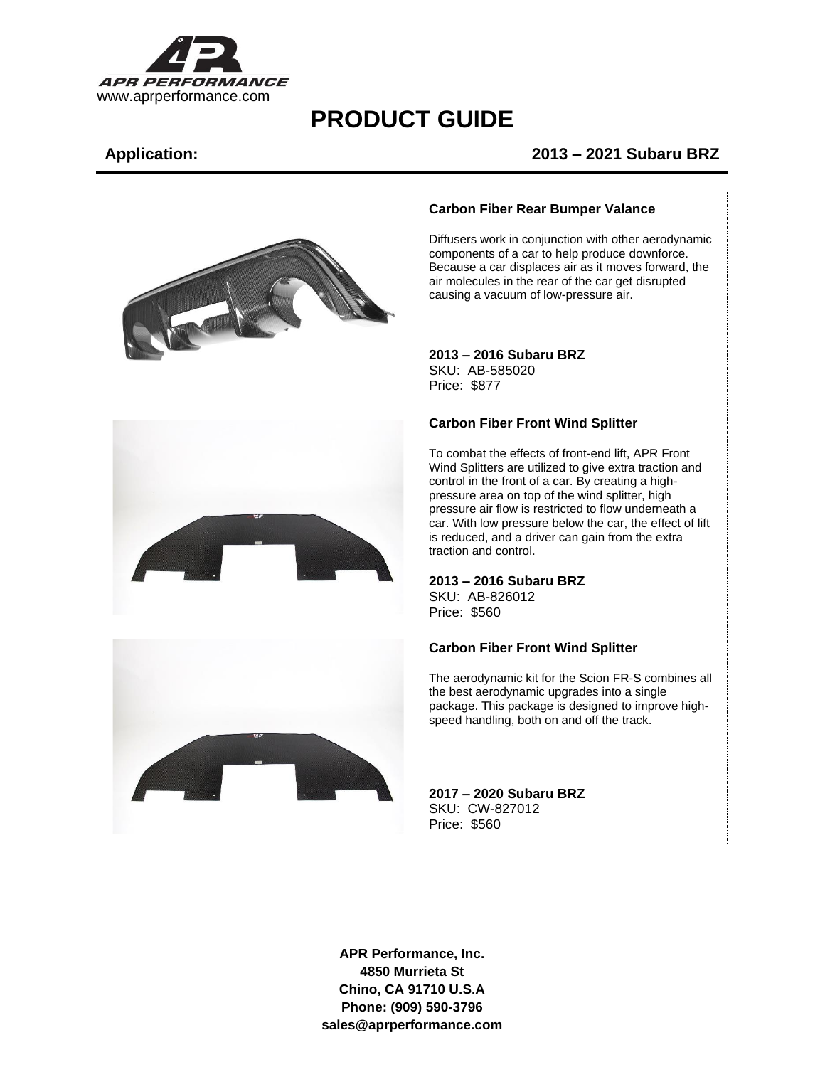www.aprperformance.com

# PRODUCT GUIDE

**Application:** **2013 – 2021 Subaru BRZ**

### Carbon Fiber Rear Bumper Valance

Diffusers work in conjunction with other aerodynamic components of a car to help produce downforce. Because a car displaces air as it moves forward, the air molecules in the rear of the car get disrupted causing a vacuum of low-pressure air.

**2013 – 2016 Subaru BRZ**
SKU: AB-585020
Price: $877

### Carbon Fiber Front Wind Splitter

To combat the effects of front-end lift, APR Front Wind Splitters are utilized to give extra traction and control in the front of a car. By creating a high-pressure area on top of the wind splitter, high pressure air flow is restricted to flow underneath a car. With low pressure below the car, the effect of lift is reduced, and a driver can gain from the extra traction and control.

**2013 – 2016 Subaru BRZ**
SKU: AB-826012
Price: $560

### Carbon Fiber Front Wind Splitter

The aerodynamic kit for the Scion FR-S combines all the best aerodynamic upgrades into a single package. This package is designed to improve high-speed handling, both on and off the track.

**2017 – 2020 Subaru BRZ**
SKU: CW-827012
Price: $560

**APR Performance, Inc.**
**4850 Murrieta St**
**Chino, CA 91710 U.S.A**
**Phone: (909) 590-3796**
**sales@aprperformance.com**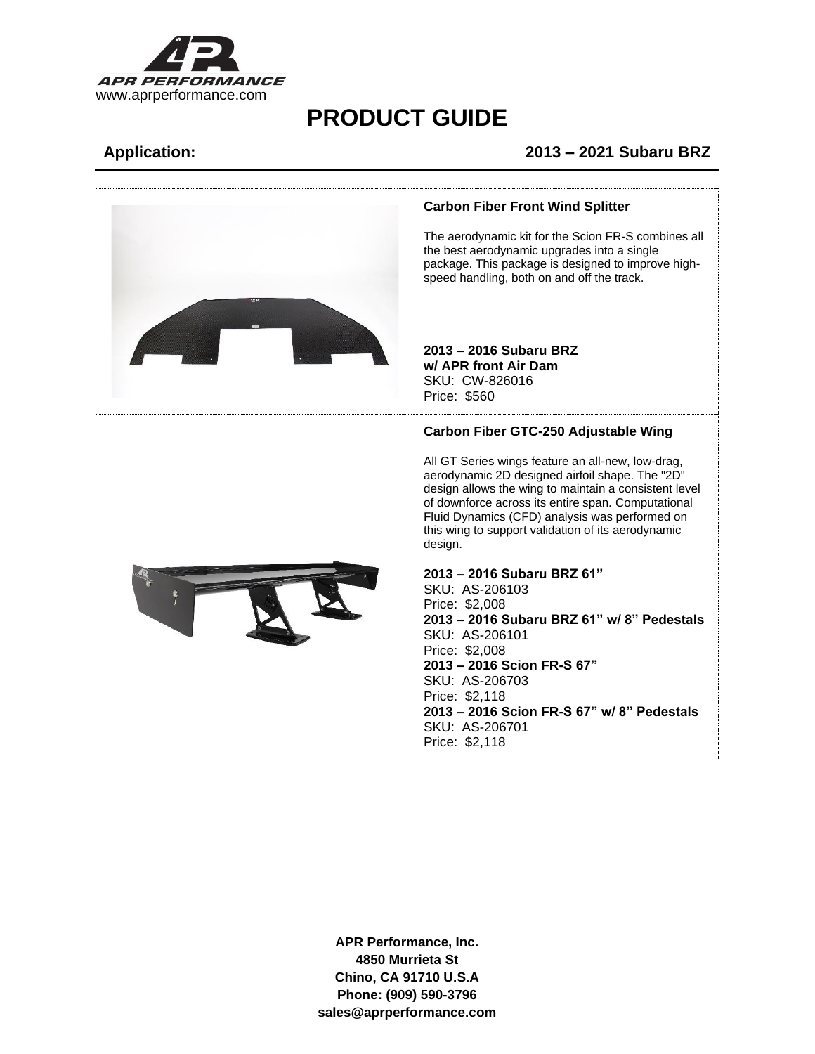www.aprperformance.com

# PRODUCT GUIDE

**Application:** **2013 – 2021 Subaru BRZ**

### Carbon Fiber Front Wind Splitter

The aerodynamic kit for the Scion FR-S combines all the best aerodynamic upgrades into a single package. This package is designed to improve high-speed handling, both on and off the track.

**2013 – 2016 Subaru BRZ**
**w/ APR front Air Dam**
SKU: CW-826016
Price: $560

### Carbon Fiber GTC-250 Adjustable Wing

All GT Series wings feature an all-new, low-drag, aerodynamic 2D designed airfoil shape. The "2D" design allows the wing to maintain a consistent level of downforce across its entire span. Computational Fluid Dynamics (CFD) analysis was performed on this wing to support validation of its aerodynamic design.

**2013 – 2016 Subaru BRZ 61"**
SKU: AS-206103
Price: $2,008

**2013 – 2016 Subaru BRZ 61" w/ 8" Pedestals**
SKU: AS-206101
Price: $2,008

**2013 – 2016 Scion FR-S 67"**
SKU: AS-206703
Price: $2,118

**2013 – 2016 Scion FR-S 67" w/ 8" Pedestals**
SKU: AS-206701
Price: $2,118

**APR Performance, Inc.**
**4850 Murrieta St**
**Chino, CA 91710 U.S.A**
**Phone: (909) 590-3796**
**sales@aprperformance.com**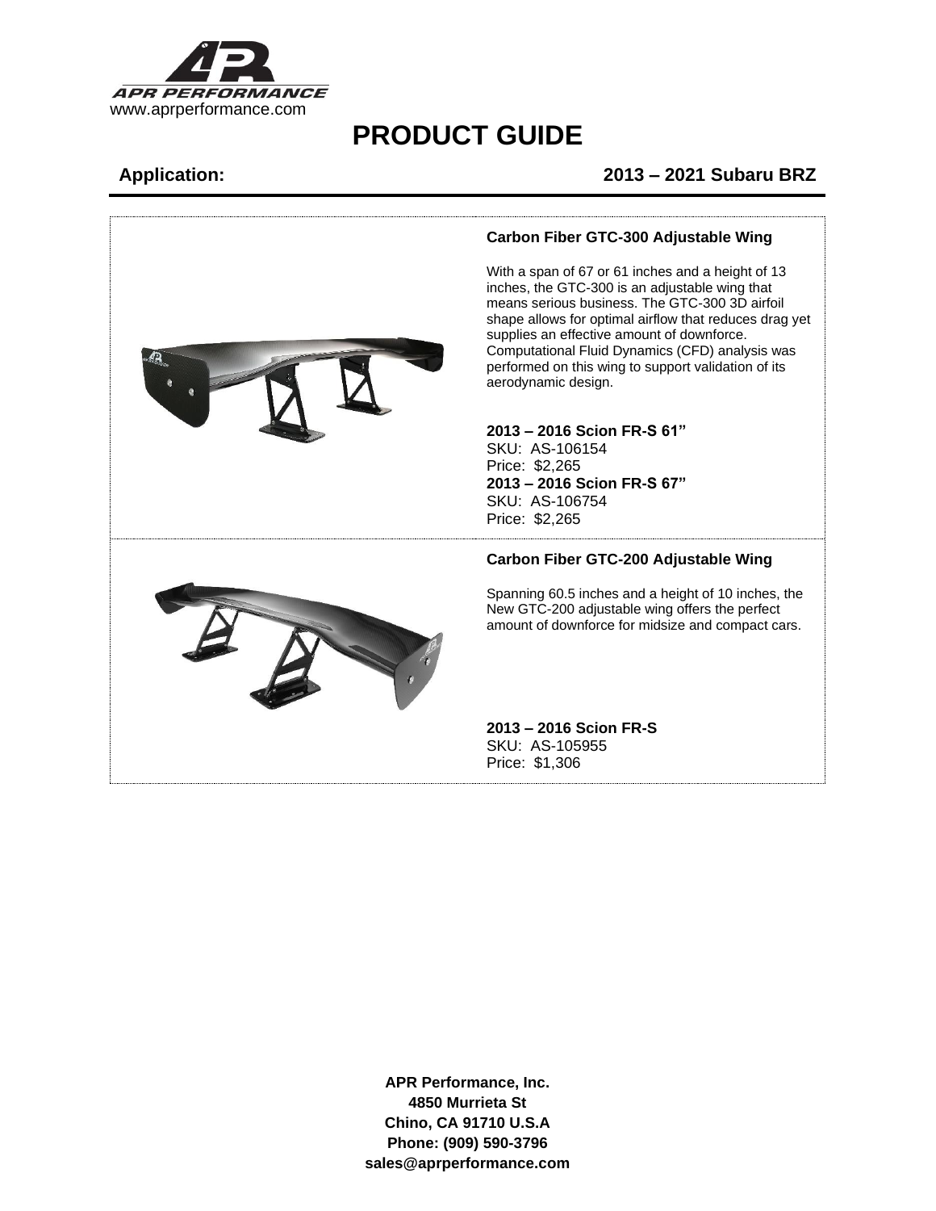APR PERFORMANCE

www.aprperformance.com

# PRODUCT GUIDE

**Application:** **2013 – 2021 Subaru BRZ**

### Carbon Fiber GTC-300 Adjustable Wing

With a span of 67 or 61 inches and a height of 13 inches, the GTC-300 is an adjustable wing that means serious business. The GTC-300 3D airfoil shape allows for optimal airflow that reduces drag yet supplies an effective amount of downforce. Computational Fluid Dynamics (CFD) analysis was performed on this wing to support validation of its aerodynamic design.

**2013 – 2016 Scion FR-S 61"**
SKU: AS-106154
Price: $2,265

**2013 – 2016 Scion FR-S 67"**
SKU: AS-106754
Price: $2,265

### Carbon Fiber GTC-200 Adjustable Wing

Spanning 60.5 inches and a height of 10 inches, the New GTC-200 adjustable wing offers the perfect amount of downforce for midsize and compact cars.

**2013 – 2016 Scion FR-S**
SKU: AS-105955
Price: $1,306

**APR Performance, Inc.**
**4850 Murrieta St**
**Chino, CA 91710 U.S.A**
**Phone: (909) 590-3796**
**sales@aprperformance.com**